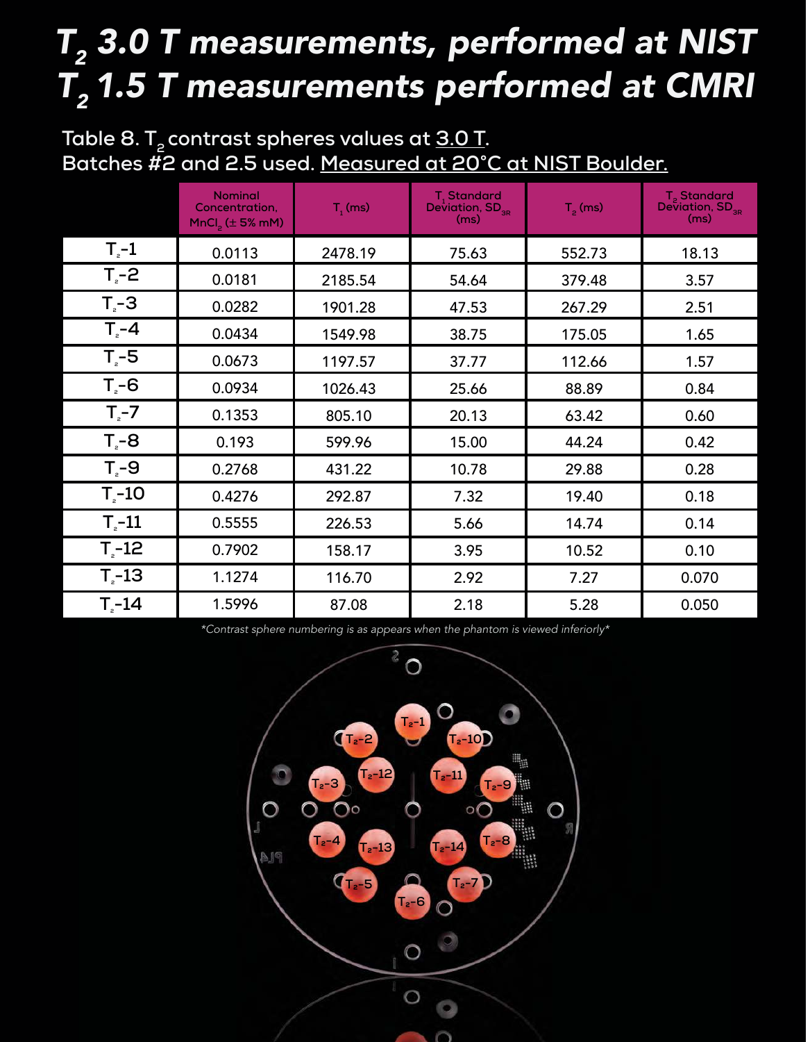# $T_2$ 3.0 T measurements, performed at NIST
# $T_2$ 1.5 T measurements performed at CMRI

Table 8. $T_2$ contrast spheres values at 3.0 T.
Batches #2 and 2.5 used. Measured at 20°C at NIST Boulder.

| | Nominal Concentration, $MnCl_2$ (± 5% mM) | $T_1$ (ms) | $T_1$ Standard Deviation, $SD_{3R}$ (ms) | $T_2$ (ms) | $T_2$ Standard Deviation, $SD_{3R}$ (ms) |
|---|---|---|---|---|---|
| $T_2$-1 | 0.0113 | 2478.19 | 75.63 | 552.73 | 18.13 |
| $T_2$-2 | 0.0181 | 2185.54 | 54.64 | 379.48 | 3.57 |
| $T_2$-3 | 0.0282 | 1901.28 | 47.53 | 267.29 | 2.51 |
| $T_2$-4 | 0.0434 | 1549.98 | 38.75 | 175.05 | 1.65 |
| $T_2$-5 | 0.0673 | 1197.57 | 37.77 | 112.66 | 1.57 |
| $T_2$-6 | 0.0934 | 1026.43 | 25.66 | 88.89 | 0.84 |
| $T_2$-7 | 0.1353 | 805.10 | 20.13 | 63.42 | 0.60 |
| $T_2$-8 | 0.193 | 599.96 | 15.00 | 44.24 | 0.42 |
| $T_2$-9 | 0.2768 | 431.22 | 10.78 | 29.88 | 0.28 |
| $T_2$-10 | 0.4276 | 292.87 | 7.32 | 19.40 | 0.18 |
| $T_2$-11 | 0.5555 | 226.53 | 5.66 | 14.74 | 0.14 |
| $T_2$-12 | 0.7902 | 158.17 | 3.95 | 10.52 | 0.10 |
| $T_2$-13 | 1.1274 | 116.70 | 2.92 | 7.27 | 0.070 |
| $T_2$-14 | 1.5996 | 87.08 | 2.18 | 5.28 | 0.050 |

*Contrast sphere numbering is as appears when the phantom is viewed inferiorly*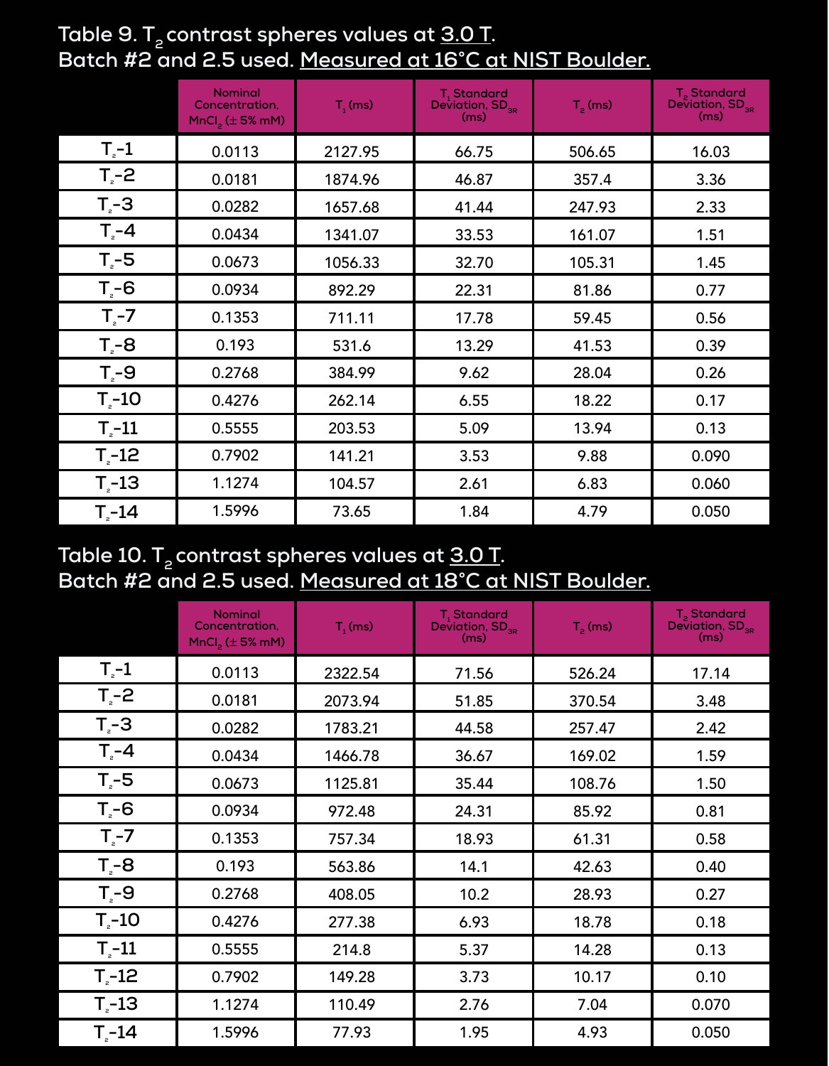## Table 9. $T_2$ contrast spheres values at 3.0 T. Batch #2 and 2.5 used. Measured at 16°C at NIST Boulder.

| | Nominal Concentration, $MnCl_2$ (± 5% mM) | $T_1$ (ms) | $T_1$ Standard Deviation, $SD_{3R}$ (ms) | $T_2$ (ms) | $T_2$ Standard Deviation, $SD_{3R}$ (ms) |
|---|---|---|---|---|---|
| $T_2$-1 | 0.0113 | 2127.95 | 66.75 | 506.65 | 16.03 |
| $T_2$-2 | 0.0181 | 1874.96 | 46.87 | 357.4 | 3.36 |
| $T_2$-3 | 0.0282 | 1657.68 | 41.44 | 247.93 | 2.33 |
| $T_2$-4 | 0.0434 | 1341.07 | 33.53 | 161.07 | 1.51 |
| $T_2$-5 | 0.0673 | 1056.33 | 32.70 | 105.31 | 1.45 |
| $T_2$-6 | 0.0934 | 892.29 | 22.31 | 81.86 | 0.77 |
| $T_2$-7 | 0.1353 | 711.11 | 17.78 | 59.45 | 0.56 |
| $T_2$-8 | 0.193 | 531.6 | 13.29 | 41.53 | 0.39 |
| $T_2$-9 | 0.2768 | 384.99 | 9.62 | 28.04 | 0.26 |
| $T_2$-10 | 0.4276 | 262.14 | 6.55 | 18.22 | 0.17 |
| $T_2$-11 | 0.5555 | 203.53 | 5.09 | 13.94 | 0.13 |
| $T_2$-12 | 0.7902 | 141.21 | 3.53 | 9.88 | 0.090 |
| $T_2$-13 | 1.1274 | 104.57 | 2.61 | 6.83 | 0.060 |
| $T_2$-14 | 1.5996 | 73.65 | 1.84 | 4.79 | 0.050 |

## Table 10. $T_2$ contrast spheres values at 3.0 T. Batch #2 and 2.5 used. Measured at 18°C at NIST Boulder.

| | Nominal Concentration, $MnCl_2$ (± 5% mM) | $T_1$ (ms) | $T_1$ Standard Deviation, $SD_{3R}$ (ms) | $T_2$ (ms) | $T_2$ Standard Deviation, $SD_{3R}$ (ms) |
|---|---|---|---|---|---|
| $T_2$-1 | 0.0113 | 2322.54 | 71.56 | 526.24 | 17.14 |
| $T_2$-2 | 0.0181 | 2073.94 | 51.85 | 370.54 | 3.48 |
| $T_2$-3 | 0.0282 | 1783.21 | 44.58 | 257.47 | 2.42 |
| $T_2$-4 | 0.0434 | 1466.78 | 36.67 | 169.02 | 1.59 |
| $T_2$-5 | 0.0673 | 1125.81 | 35.44 | 108.76 | 1.50 |
| $T_2$-6 | 0.0934 | 972.48 | 24.31 | 85.92 | 0.81 |
| $T_2$-7 | 0.1353 | 757.34 | 18.93 | 61.31 | 0.58 |
| $T_2$-8 | 0.193 | 563.86 | 14.1 | 42.63 | 0.40 |
| $T_2$-9 | 0.2768 | 408.05 | 10.2 | 28.93 | 0.27 |
| $T_2$-10 | 0.4276 | 277.38 | 6.93 | 18.78 | 0.18 |
| $T_2$-11 | 0.5555 | 214.8 | 5.37 | 14.28 | 0.13 |
| $T_2$-12 | 0.7902 | 149.28 | 3.73 | 10.17 | 0.10 |
| $T_2$-13 | 1.1274 | 110.49 | 2.76 | 7.04 | 0.070 |
| $T_2$-14 | 1.5996 | 77.93 | 1.95 | 4.93 | 0.050 |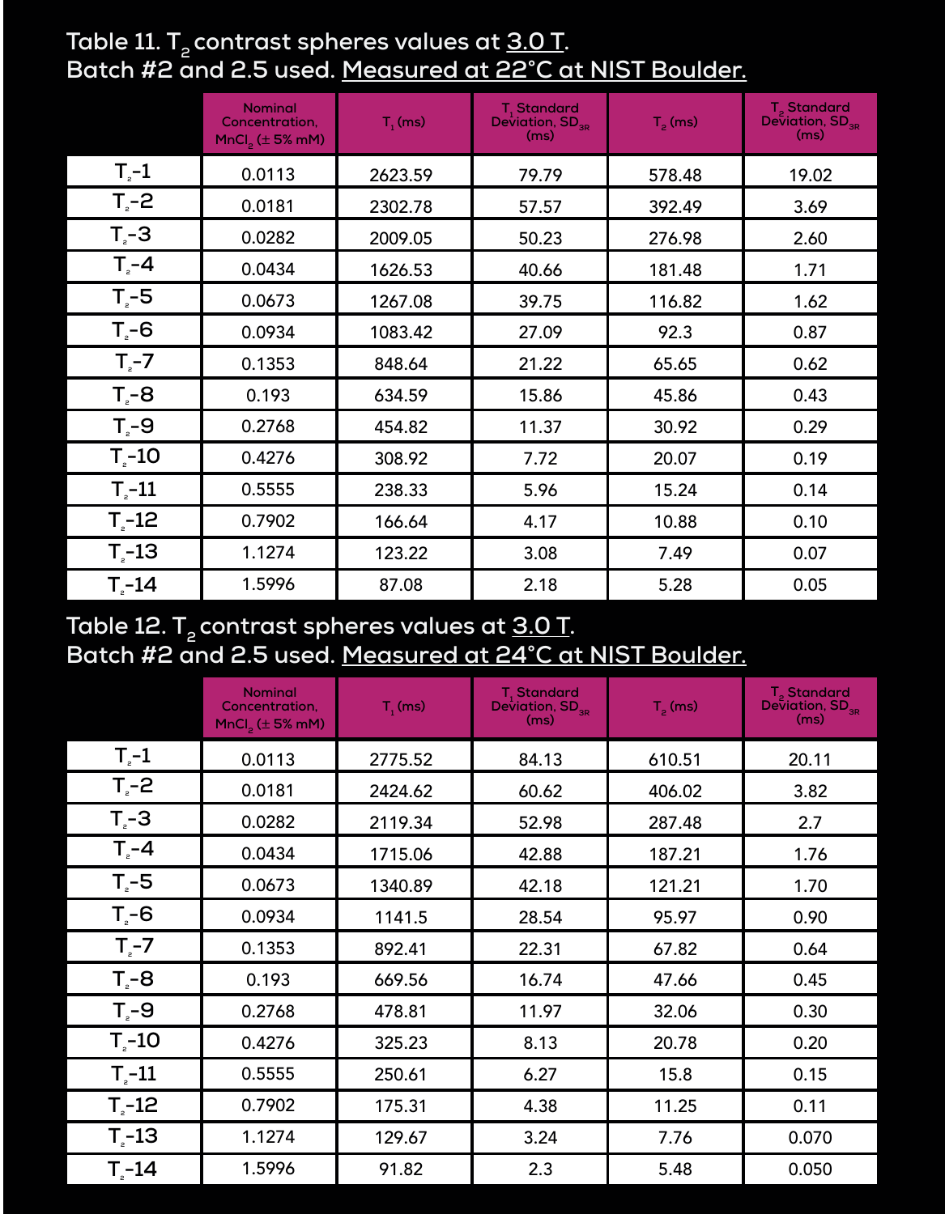Table 11. $T_2$ contrast spheres values at <u>3.0 T</u>.
Batch #2 and 2.5 used. <u>Measured at 22°C at NIST Boulder.</u>

| | Nominal Concentration, $MnCl_2$ (± 5% mM) | $T_1$ (ms) | $T_1$ Standard Deviation, $SD_{3R}$ (ms) | $T_2$ (ms) | $T_2$ Standard Deviation, $SD_{3R}$ (ms) |
|---|---|---|---|---|---|
| $T_2$-1 | 0.0113 | 2623.59 | 79.79 | 578.48 | 19.02 |
| $T_2$-2 | 0.0181 | 2302.78 | 57.57 | 392.49 | 3.69 |
| $T_2$-3 | 0.0282 | 2009.05 | 50.23 | 276.98 | 2.60 |
| $T_2$-4 | 0.0434 | 1626.53 | 40.66 | 181.48 | 1.71 |
| $T_2$-5 | 0.0673 | 1267.08 | 39.75 | 116.82 | 1.62 |
| $T_2$-6 | 0.0934 | 1083.42 | 27.09 | 92.3 | 0.87 |
| $T_2$-7 | 0.1353 | 848.64 | 21.22 | 65.65 | 0.62 |
| $T_2$-8 | 0.193 | 634.59 | 15.86 | 45.86 | 0.43 |
| $T_2$-9 | 0.2768 | 454.82 | 11.37 | 30.92 | 0.29 |
| $T_2$-10 | 0.4276 | 308.92 | 7.72 | 20.07 | 0.19 |
| $T_2$-11 | 0.5555 | 238.33 | 5.96 | 15.24 | 0.14 |
| $T_2$-12 | 0.7902 | 166.64 | 4.17 | 10.88 | 0.10 |
| $T_2$-13 | 1.1274 | 123.22 | 3.08 | 7.49 | 0.07 |
| $T_2$-14 | 1.5996 | 87.08 | 2.18 | 5.28 | 0.05 |

Table 12. $T_2$ contrast spheres values at <u>3.0 T</u>.
Batch #2 and 2.5 used. <u>Measured at 24°C at NIST Boulder.</u>

| | Nominal Concentration, $MnCl_2$ (± 5% mM) | $T_1$ (ms) | $T_1$ Standard Deviation, $SD_{3R}$ (ms) | $T_2$ (ms) | $T_2$ Standard Deviation, $SD_{3R}$ (ms) |
|---|---|---|---|---|---|
| $T_2$-1 | 0.0113 | 2775.52 | 84.13 | 610.51 | 20.11 |
| $T_2$-2 | 0.0181 | 2424.62 | 60.62 | 406.02 | 3.82 |
| $T_2$-3 | 0.0282 | 2119.34 | 52.98 | 287.48 | 2.7 |
| $T_2$-4 | 0.0434 | 1715.06 | 42.88 | 187.21 | 1.76 |
| $T_2$-5 | 0.0673 | 1340.89 | 42.18 | 121.21 | 1.70 |
| $T_2$-6 | 0.0934 | 1141.5 | 28.54 | 95.97 | 0.90 |
| $T_2$-7 | 0.1353 | 892.41 | 22.31 | 67.82 | 0.64 |
| $T_2$-8 | 0.193 | 669.56 | 16.74 | 47.66 | 0.45 |
| $T_2$-9 | 0.2768 | 478.81 | 11.97 | 32.06 | 0.30 |
| $T_2$-10 | 0.4276 | 325.23 | 8.13 | 20.78 | 0.20 |
| $T_2$-11 | 0.5555 | 250.61 | 6.27 | 15.8 | 0.15 |
| $T_2$-12 | 0.7902 | 175.31 | 4.38 | 11.25 | 0.11 |
| $T_2$-13 | 1.1274 | 129.67 | 3.24 | 7.76 | 0.070 |
| $T_2$-14 | 1.5996 | 91.82 | 2.3 | 5.48 | 0.050 |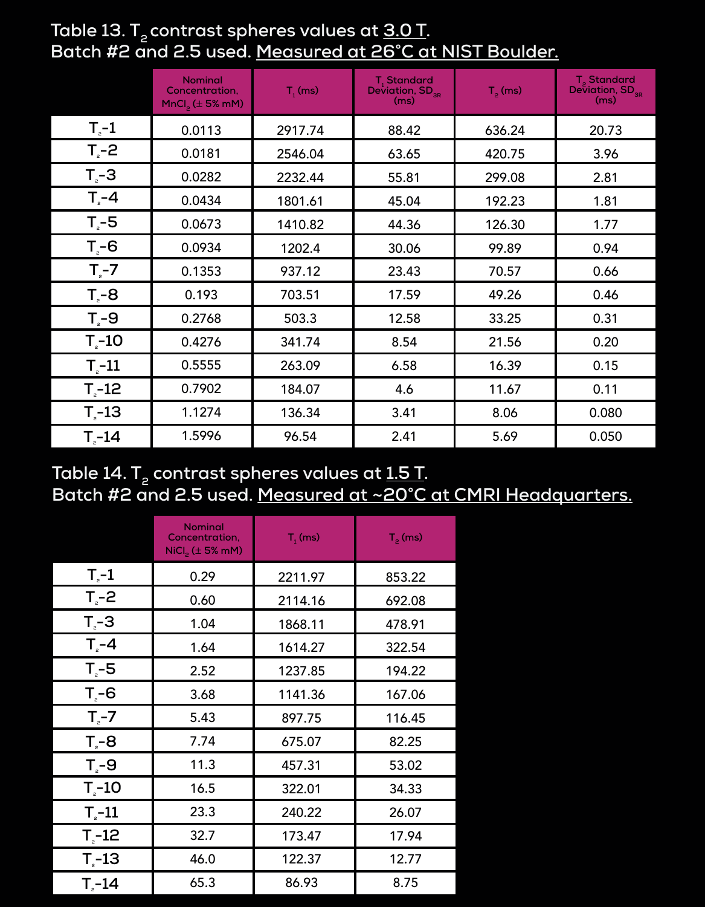Table 13. $T_2$ contrast spheres values at 3.0 T.
Batch #2 and 2.5 used. Measured at 26°C at NIST Boulder.

| | Nominal Concentration, $MnCl_2$ (± 5% mM) | $T_1$ (ms) | $T_1$ Standard Deviation, $SD_{3R}$ (ms) | $T_2$ (ms) | $T_2$ Standard Deviation, $SD_{3R}$ (ms) |
|---|---|---|---|---|---|
| $T_2$-1 | 0.0113 | 2917.74 | 88.42 | 636.24 | 20.73 |
| $T_2$-2 | 0.0181 | 2546.04 | 63.65 | 420.75 | 3.96 |
| $T_2$-3 | 0.0282 | 2232.44 | 55.81 | 299.08 | 2.81 |
| $T_2$-4 | 0.0434 | 1801.61 | 45.04 | 192.23 | 1.81 |
| $T_2$-5 | 0.0673 | 1410.82 | 44.36 | 126.30 | 1.77 |
| $T_2$-6 | 0.0934 | 1202.4 | 30.06 | 99.89 | 0.94 |
| $T_2$-7 | 0.1353 | 937.12 | 23.43 | 70.57 | 0.66 |
| $T_2$-8 | 0.193 | 703.51 | 17.59 | 49.26 | 0.46 |
| $T_2$-9 | 0.2768 | 503.3 | 12.58 | 33.25 | 0.31 |
| $T_2$-10 | 0.4276 | 341.74 | 8.54 | 21.56 | 0.20 |
| $T_2$-11 | 0.5555 | 263.09 | 6.58 | 16.39 | 0.15 |
| $T_2$-12 | 0.7902 | 184.07 | 4.6 | 11.67 | 0.11 |
| $T_2$-13 | 1.1274 | 136.34 | 3.41 | 8.06 | 0.080 |
| $T_2$-14 | 1.5996 | 96.54 | 2.41 | 5.69 | 0.050 |

Table 14. $T_2$ contrast spheres values at 1.5 T.
Batch #2 and 2.5 used. Measured at ~20°C at CMRI Headquarters.

| | Nominal Concentration, $NiCl_2$ (± 5% mM) | $T_1$ (ms) | $T_2$ (ms) |
|---|---|---|---|
| $T_2$-1 | 0.29 | 2211.97 | 853.22 |
| $T_2$-2 | 0.60 | 2114.16 | 692.08 |
| $T_2$-3 | 1.04 | 1868.11 | 478.91 |
| $T_2$-4 | 1.64 | 1614.27 | 322.54 |
| $T_2$-5 | 2.52 | 1237.85 | 194.22 |
| $T_2$-6 | 3.68 | 1141.36 | 167.06 |
| $T_2$-7 | 5.43 | 897.75 | 116.45 |
| $T_2$-8 | 7.74 | 675.07 | 82.25 |
| $T_2$-9 | 11.3 | 457.31 | 53.02 |
| $T_2$-10 | 16.5 | 322.01 | 34.33 |
| $T_2$-11 | 23.3 | 240.22 | 26.07 |
| $T_2$-12 | 32.7 | 173.47 | 17.94 |
| $T_2$-13 | 46.0 | 122.37 | 12.77 |
| $T_2$-14 | 65.3 | 86.93 | 8.75 |